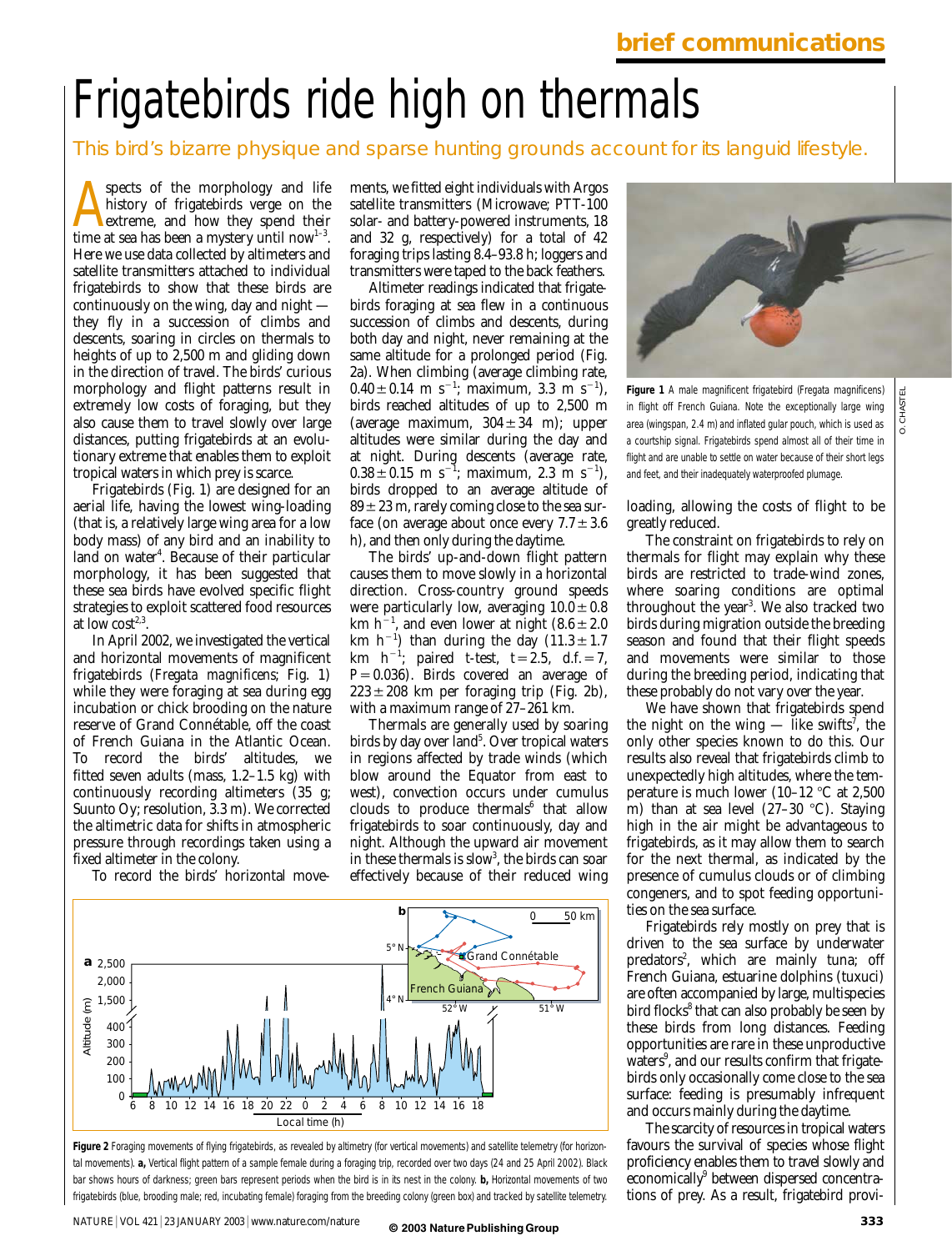# Frigatebirds ride high on thermals

This bird's bizarre physique and sparse hunting grounds account for its languid lifestyle.

Aspects of the morphology and life history of frigatebirds verge on the extreme, and how they spend their time at sea has been a mystery until now[1–3]. Here we use data collected by altimeters and satellite transmitters attached to individual frigatebirds to show that these birds are continuously on the wing, day and night — they fly in a succession of climbs and descents, soaring in circles on thermals to heights of up to 2,500 m and gliding down in the direction of travel. The birds' curious morphology and flight patterns result in extremely low costs of foraging, but they also cause them to travel slowly over large distances, putting frigatebirds at an evolutionary extreme that enables them to exploit tropical waters in which prey is scarce.

Frigatebirds (Fig. 1) are designed for an aerial life, having the lowest wing-loading (that is, a relatively large wing area for a low body mass) of any bird and an inability to land on water[4]. Because of their particular morphology, it has been suggested that these sea birds have evolved specific flight strategies to exploit scattered food resources at low cost[2,3].

In April 2002, we investigated the vertical and horizontal movements of magnificent frigatebirds (*Fregata magnificens*; Fig. 1) while they were foraging at sea during egg incubation or chick brooding on the nature reserve of Grand Connétable, off the coast of French Guiana in the Atlantic Ocean. To record the birds' altitudes, we fitted seven adults (mass, 1.2–1.5 kg) with continuously recording altimeters (35 g; Suunto Oy; resolution, 3.3 m). We corrected the altimetric data for shifts in atmospheric pressure through recordings taken using a fixed altimeter in the colony.

To record the birds' horizontal movements, we fitted eight individuals with Argos satellite transmitters (Microwave; PTT-100 solar- and battery-powered instruments, 18 and 32 g, respectively) for a total of 42 foraging trips lasting 8.4–93.8 h; loggers and transmitters were taped to the back feathers.

Altimeter readings indicated that frigatebirds foraging at sea flew in a continuous succession of climbs and descents, during both day and night, never remaining at the same altitude for a prolonged period (Fig. 2a). When climbing (average climbing rate, $0.40 \pm 0.14$ m s$^{-1}$; maximum, 3.3 m s$^{-1}$), birds reached altitudes of up to 2,500 m (average maximum, $304 \pm 34$ m); upper altitudes were similar during the day and at night. During descents (average rate, $0.38 \pm 0.15$ m s$^{-1}$; maximum, 2.3 m s$^{-1}$), birds dropped to an average altitude of $89 \pm 23$ m, rarely coming close to the sea surface (on average about once every $7.7 \pm 3.6$ h), and then only during the daytime.

The birds' up-and-down flight pattern causes them to move slowly in a horizontal direction. Cross-country ground speeds were particularly low, averaging $10.0 \pm 0.8$ km h$^{-1}$, and even lower at night ($8.6 \pm 2.0$ km h$^{-1}$) than during the day ($11.3 \pm 1.7$ km h$^{-1}$; paired *t*-test, $t = 2.5$, d.f. $= 7$, $P = 0.036$). Birds covered an average of $223 \pm 208$ km per foraging trip (Fig. 2b), with a maximum range of 27–261 km.

Thermals are generally used by soaring birds by day over land[5]. Over tropical waters in regions affected by trade winds (which blow around the Equator from east to west), convection occurs under cumulus clouds to produce thermals[6] that allow frigatebirds to soar continuously, day and night. Although the upward air movement in these thermals is slow[3], the birds can soar effectively because of their reduced wing loading, allowing the costs of flight to be greatly reduced.

**Figure 1** A male magnificent frigatebird (*Fregata magnificens*) in flight off French Guiana. Note the exceptionally large wing area (wingspan, 2.4 m) and inflated gular pouch, which is used as a courtship signal. Frigatebirds spend almost all of their time in flight and are unable to settle on water because of their short legs and feet, and their inadequately waterproofed plumage.

The constraint on frigatebirds to rely on thermals for flight may explain why these birds are restricted to trade-wind zones, where soaring conditions are optimal throughout the year[3]. We also tracked two birds during migration outside the breeding season and found that their flight speeds and movements were similar to those during the breeding period, indicating that these probably do not vary over the year.

We have shown that frigatebirds spend the night on the wing — like swifts[7], the only other species known to do this. Our results also reveal that frigatebirds climb to unexpectedly high altitudes, where the temperature is much lower (10–12 °C at 2,500 m) than at sea level (27–30 °C). Staying high in the air might be advantageous to frigatebirds, as it may allow them to search for the next thermal, as indicated by the presence of cumulus clouds or of climbing congeners, and to spot feeding opportunities on the sea surface.

Frigatebirds rely mostly on prey that is driven to the sea surface by underwater predators[2], which are mainly tuna; off French Guiana, estuarine dolphins (tuxuci) are often accompanied by large, multispecies bird flocks[8] that can also probably be seen by these birds from long distances. Feeding opportunities are rare in these unproductive waters[9], and our results confirm that frigatebirds only occasionally come close to the sea surface: feeding is presumably infrequent and occurs mainly during the daytime.

The scarcity of resources in tropical waters favours the survival of species whose flight proficiency enables them to travel slowly and economically[9] between dispersed concentrations of prey. As a result, frigatebird provi-

**Figure 2** Foraging movements of flying frigatebirds, as revealed by altimetry (for vertical movements) and satellite telemetry (for horizontal movements). **a,** Vertical flight pattern of a sample female during a foraging trip, recorded over two days (24 and 25 April 2002). Black bar shows hours of darkness; green bars represent periods when the bird is in its nest in the colony. **b,** Horizontal movements of two frigatebirds (blue, brooding male; red, incubating female) foraging from the breeding colony (green box) and tracked by satellite telemetry.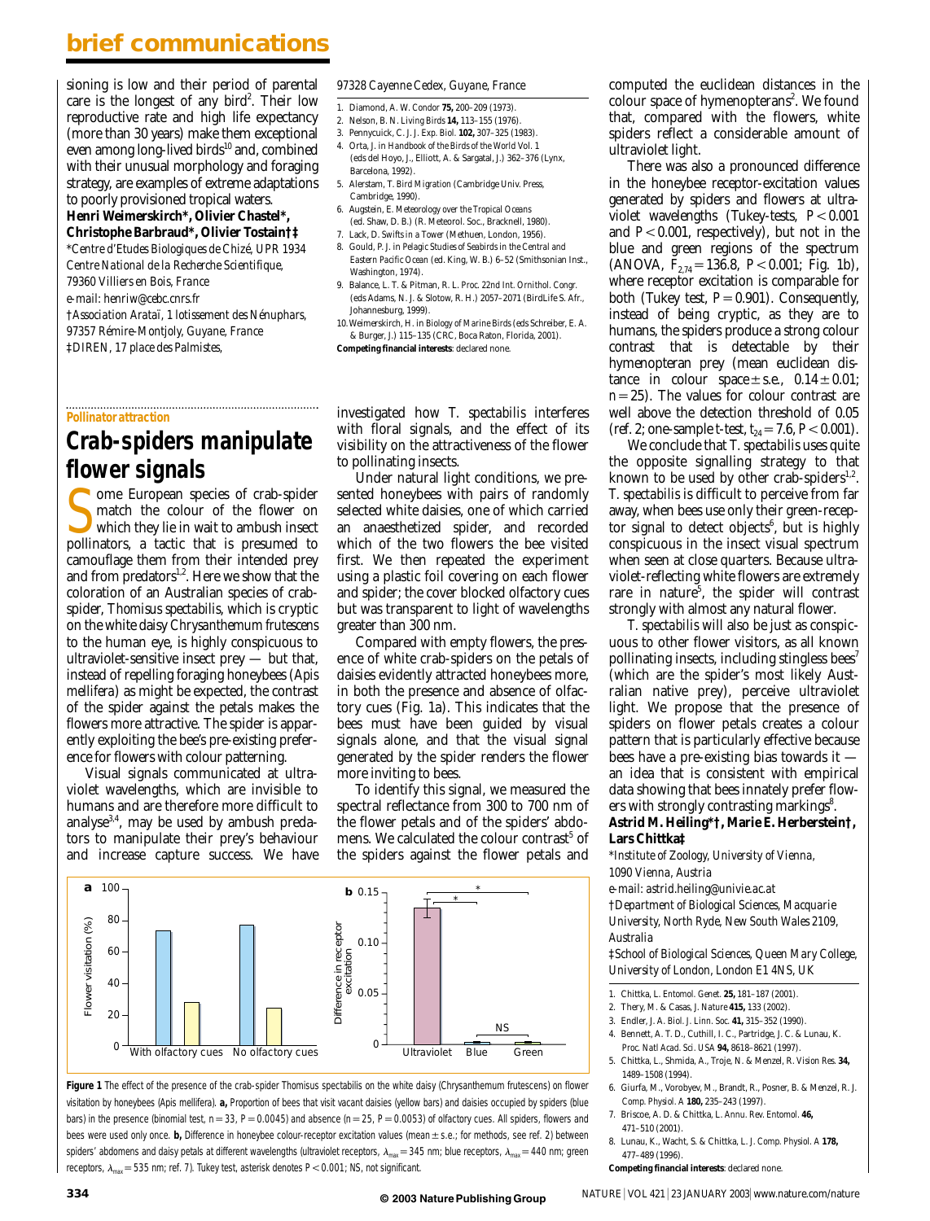sioning is low and their period of parental care is the longest of any bird[2]. Their low reproductive rate and high life expectancy (more than 30 years) make them exceptional even among long-lived birds[10] and, combined with their unusual morphology and foraging strategy, are examples of extreme adaptations to poorly provisioned tropical waters.

**Henri Weimerskirch\*, Olivier Chastel\*, Christophe Barbraud\*, Olivier Tostain†‡**

*\*Centre d'Etudes Biologiques de Chizé, UPR 1934 Centre National de la Recherche Scientifique, 79360 Villiers en Bois, France*
*e-mail: henriw@cebc.cnrs.fr*
*†Association Arataï, 1 lotissement des Nénuphars, 97357 Rémire-Montjoly, Guyane, France*
*‡DIREN, 17 place des Palmistes, 97328 Cayenne Cedex, Guyane, France*

1. Diamond, A. W. *Condor* **75,** 200–209 (1973).
2. Nelson, B. N. *Living Birds* **14,** 113–155 (1976).
3. Pennycuick, C. J. *J. Exp. Biol.* **102,** 307–325 (1983).
4. Orta, J. in *Handbook of the Birds of the World Vol. 1* (eds del Hoyo, J., Elliott, A. & Sargatal, J.) 362–376 (Lynx, Barcelona, 1992).
5. Alerstam, T. *Bird Migration* (Cambridge Univ. Press, Cambridge, 1990).
6. Augstein, E. *Meteorology over the Tropical Oceans* (ed. Shaw, D. B.) (R. Meteorol. Soc., Bracknell, 1980).
7. Lack, D. *Swifts in a Tower* (Methuen, London, 1956).
8. Gould, P. J. in *Pelagic Studies of Seabirds in the Central and Eastern Pacific Ocean* (ed. King, W. B.) 6–52 (Smithsonian Inst., Washington, 1974).
9. Balance, L. T. & Pitman, R. L. *Proc. 22nd Int. Ornithol. Congr.* (eds Adams, N. J. & Slotow, R. H.) 2057–2071 (BirdLife S. Afr., Johannesburg, 1999).
10. Weimerskirch, H. in *Biology of Marine Birds* (eds Schreiber, E. A. & Burger, J.) 115–135 (CRC, Boca Raton, Florida, 2001).

**Competing financial interests**: declared none.

**Pollinator attraction**

## Crab-spiders manipulate flower signals

Some European species of crab-spider match the colour of the flower on which they lie in wait to ambush insect pollinators, a tactic that is presumed to camouflage them from their intended prey and from predators[1,2]. Here we show that the coloration of an Australian species of crab-spider, *Thomisus spectabilis*, which is cryptic on the white daisy *Chrysanthemum frutescens* to the human eye, is highly conspicuous to ultraviolet-sensitive insect prey — but that, instead of repelling foraging honeybees (*Apis mellifera*) as might be expected, the contrast of the spider against the petals makes the flowers more attractive. The spider is apparently exploiting the bee's pre-existing preference for flowers with colour patterning.

Visual signals communicated at ultraviolet wavelengths, which are invisible to humans and are therefore more difficult to analyse[3,4], may be used by ambush predators to manipulate their prey's behaviour and increase capture success. We have investigated how *T. spectabilis* interferes with floral signals, and the effect of its visibility on the attractiveness of the flower to pollinating insects.

Under natural light conditions, we presented honeybees with pairs of randomly selected white daisies, one of which carried an anaesthetized spider, and recorded which of the two flowers the bee visited first. We then repeated the experiment using a plastic foil covering on each flower and spider; the cover blocked olfactory cues but was transparent to light of wavelengths greater than 300 nm.

Compared with empty flowers, the presence of white crab-spiders on the petals of daisies evidently attracted honeybees more, in both the presence and absence of olfactory cues (Fig. 1a). This indicates that the bees must have been guided by visual signals alone, and that the visual signal generated by the spider renders the flower more inviting to bees.

To identify this signal, we measured the spectral reflectance from 300 to 700 nm of the flower petals and of the spiders' abdomens. We calculated the colour contrast[5] of the spiders against the flower petals and computed the euclidean distances in the colour space of hymenopterans[2]. We found that, compared with the flowers, white spiders reflect a considerable amount of ultraviolet light.

There was also a pronounced difference in the honeybee receptor-excitation values generated by spiders and flowers at ultraviolet wavelengths (Tukey-tests, $P<0.001$ and $P<0.001$, respectively), but not in the blue and green regions of the spectrum (ANOVA, $F_{2,74}=136.8$, $P<0.001$; Fig. 1b), where receptor excitation is comparable for both (Tukey test, $P=0.901$). Consequently, instead of being cryptic, as they are to humans, the spiders produce a strong colour contrast that is detectable by their hymenopteran prey (mean euclidean distance in colour space ± s.e., $0.14 \pm 0.01$; $n=25$). The values for colour contrast are well above the detection threshold of 0.05 (ref. 2; one-sample *t*-test, $t_{24}=7.6$, $P<0.001$).

We conclude that *T. spectabilis* uses quite the opposite signalling strategy to that known to be used by other crab-spiders[1,2]. *T. spectabilis* is difficult to perceive from far away, when bees use only their green-receptor signal to detect objects[6], but is highly conspicuous in the insect visual spectrum when seen at close quarters. Because ultraviolet-reflecting white flowers are extremely rare in nature[5], the spider will contrast strongly with almost any natural flower.

*T. spectabilis* will also be just as conspicuous to other flower visitors, as all known pollinating insects, including stingless bees[7] (which are the spider's most likely Australian native prey), perceive ultraviolet light. We propose that the presence of spiders on flower petals creates a colour pattern that is particularly effective because bees have a pre-existing bias towards it — an idea that is consistent with empirical data showing that bees innately prefer flowers with strongly contrasting markings[8].

**Astrid M. Heiling\*†, Marie E. Herberstein†, Lars Chittka‡**

*\*Institute of Zoology, University of Vienna, 1090 Vienna, Austria*
*e-mail: astrid.heiling@univie.ac.at*
*†Department of Biological Sciences, Macquarie University, North Ryde, New South Wales 2109, Australia*
*‡School of Biological Sciences, Queen Mary College, University of London, London E1 4NS, UK*

1. Chittka, L. *Entomol. Genet.* **25,** 181–187 (2001).
2. Thery, M. & Casas, J. *Nature* **415,** 133 (2002).
3. Endler, J. A. *Biol. J. Linn. Soc.* **41,** 315–352 (1990).
4. Bennett, A. T. D., Cuthill, I. C., Partridge, J. C. & Lunau, K. *Proc. Natl Acad. Sci. USA* **94,** 8618–8621 (1997).
5. Chittka, L., Shmida, A., Troje, N. & Menzel, R. *Vision Res.* **34,** 1489–1508 (1994).
6. Giurfa, M., Vorobyev, M., Brandt, R., Posner, B. & Menzel, R. *J. Comp. Physiol. A* **180,** 235–243 (1997).
7. Briscoe, A. D. & Chittka, L. *Annu. Rev. Entomol.* **46,** 471–510 (2001).
8. Lunau, K., Wacht, S. & Chittka, L. *J. Comp. Physiol. A* **178,** 477–489 (1996).

**Competing financial interests**: declared none.

a
Flower visitation (%)
0
20
40
60
80
100
With olfactory cues
No olfactory cues

b
Difference in receptor excitation
0
0.05
0.10
0.15
Ultraviolet
Blue
Green
*
*
NS

**Figure 1** The effect of the presence of the crab-spider *Thomisus spectabilis* on the white daisy (*Chrysanthemum frutescens*) on flower visitation by honeybees (*Apis mellifera*). **a,** Proportion of bees that visit vacant daisies (yellow bars) and daisies occupied by spiders (blue bars) in the presence (binomial test, $n=33$, $P=0.0045$) and absence ($n=25$, $P=0.0053$) of olfactory cues. All spiders, flowers and bees were used only once. **b,** Difference in honeybee colour-receptor excitation values (mean ± s.e.; for methods, see ref. 2) between spiders' abdomens and daisy petals at different wavelengths (ultraviolet receptors, $\lambda_{max}=345$ nm; blue receptors, $\lambda_{max}=440$ nm; green receptors, $\lambda_{max}=535$ nm; ref. 7). Tukey test, asterisk denotes $P<0.001$; NS, not significant.